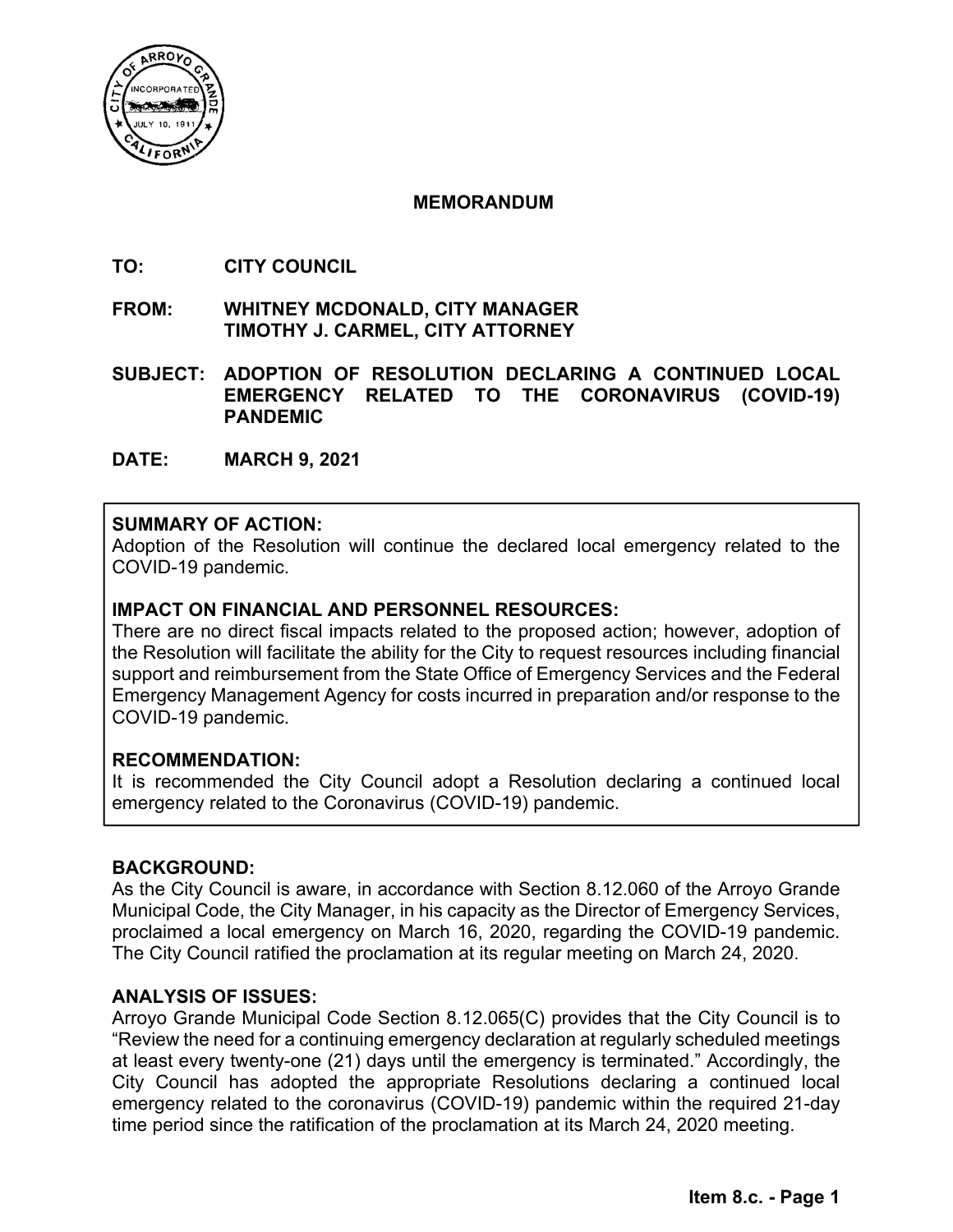# MEMORANDUM

**TO:** CITY COUNCIL

**FROM:** WHITNEY MCDONALD, CITY MANAGER
TIMOTHY J. CARMEL, CITY ATTORNEY

**SUBJECT:** ADOPTION OF RESOLUTION DECLARING A CONTINUED LOCAL EMERGENCY RELATED TO THE CORONAVIRUS (COVID-19) PANDEMIC

**DATE:** MARCH 9, 2021

**SUMMARY OF ACTION:**
Adoption of the Resolution will continue the declared local emergency related to the COVID-19 pandemic.

**IMPACT ON FINANCIAL AND PERSONNEL RESOURCES:**
There are no direct fiscal impacts related to the proposed action; however, adoption of the Resolution will facilitate the ability for the City to request resources including financial support and reimbursement from the State Office of Emergency Services and the Federal Emergency Management Agency for costs incurred in preparation and/or response to the COVID-19 pandemic.

**RECOMMENDATION:**
It is recommended the City Council adopt a Resolution declaring a continued local emergency related to the Coronavirus (COVID-19) pandemic.

**BACKGROUND:**
As the City Council is aware, in accordance with Section 8.12.060 of the Arroyo Grande Municipal Code, the City Manager, in his capacity as the Director of Emergency Services, proclaimed a local emergency on March 16, 2020, regarding the COVID-19 pandemic. The City Council ratified the proclamation at its regular meeting on March 24, 2020.

**ANALYSIS OF ISSUES:**
Arroyo Grande Municipal Code Section 8.12.065(C) provides that the City Council is to "Review the need for a continuing emergency declaration at regularly scheduled meetings at least every twenty-one (21) days until the emergency is terminated." Accordingly, the City Council has adopted the appropriate Resolutions declaring a continued local emergency related to the coronavirus (COVID-19) pandemic within the required 21-day time period since the ratification of the proclamation at its March 24, 2020 meeting.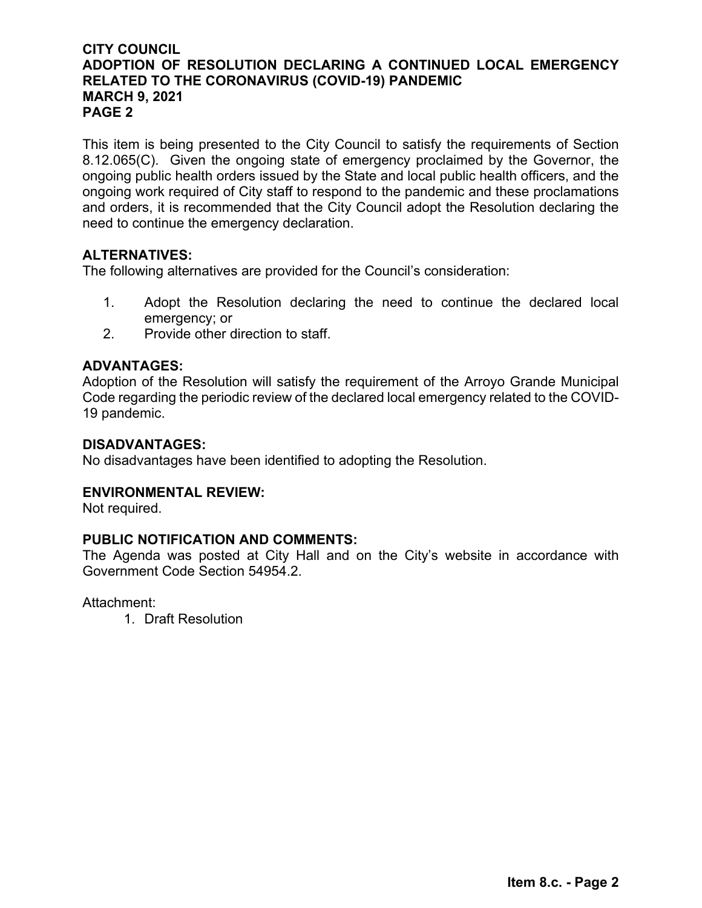This item is being presented to the City Council to satisfy the requirements of Section 8.12.065(C). Given the ongoing state of emergency proclaimed by the Governor, the ongoing public health orders issued by the State and local public health officers, and the ongoing work required of City staff to respond to the pandemic and these proclamations and orders, it is recommended that the City Council adopt the Resolution declaring the need to continue the emergency declaration.

**ALTERNATIVES:**
The following alternatives are provided for the Council's consideration:

1. Adopt the Resolution declaring the need to continue the declared local emergency; or
2. Provide other direction to staff.

**ADVANTAGES:**
Adoption of the Resolution will satisfy the requirement of the Arroyo Grande Municipal Code regarding the periodic review of the declared local emergency related to the COVID-19 pandemic.

**DISADVANTAGES:**
No disadvantages have been identified to adopting the Resolution.

**ENVIRONMENTAL REVIEW:**
Not required.

**PUBLIC NOTIFICATION AND COMMENTS:**
The Agenda was posted at City Hall and on the City's website in accordance with Government Code Section 54954.2.

Attachment:

1. Draft Resolution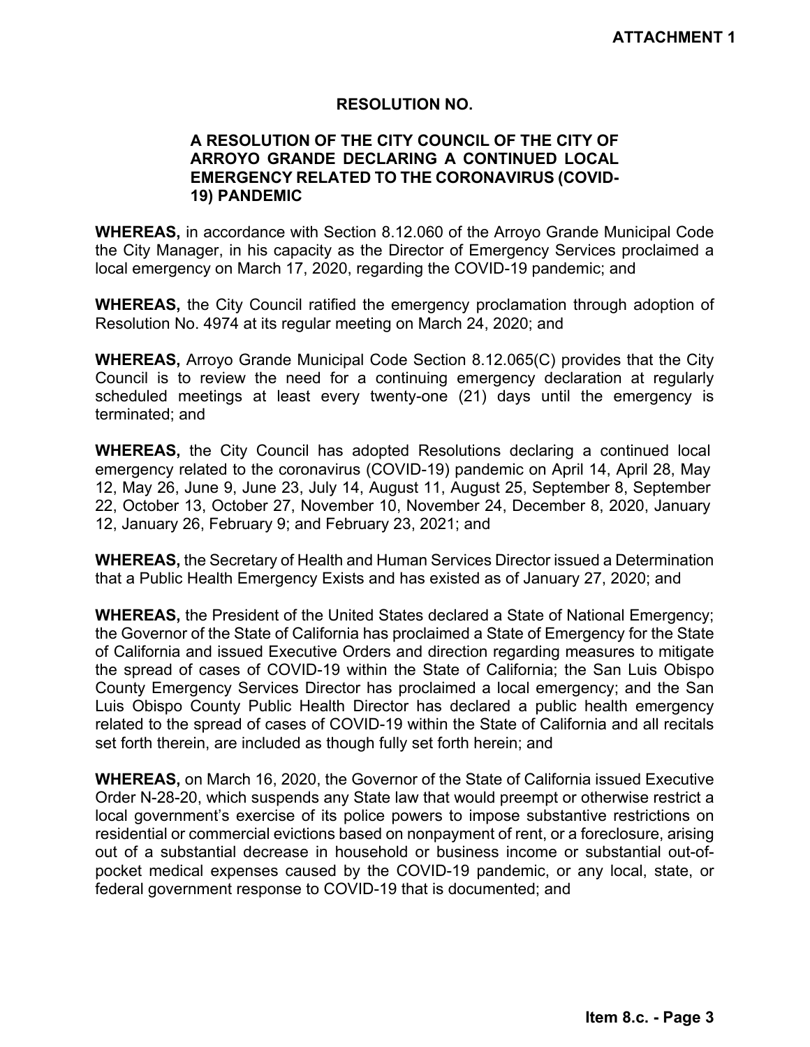**ATTACHMENT 1**

**RESOLUTION NO.**

**A RESOLUTION OF THE CITY COUNCIL OF THE CITY OF ARROYO GRANDE DECLARING A CONTINUED LOCAL EMERGENCY RELATED TO THE CORONAVIRUS (COVID-19) PANDEMIC**

**WHEREAS,** in accordance with Section 8.12.060 of the Arroyo Grande Municipal Code the City Manager, in his capacity as the Director of Emergency Services proclaimed a local emergency on March 17, 2020, regarding the COVID-19 pandemic; and

**WHEREAS,** the City Council ratified the emergency proclamation through adoption of Resolution No. 4974 at its regular meeting on March 24, 2020; and

**WHEREAS,** Arroyo Grande Municipal Code Section 8.12.065(C) provides that the City Council is to review the need for a continuing emergency declaration at regularly scheduled meetings at least every twenty-one (21) days until the emergency is terminated; and

**WHEREAS,** the City Council has adopted Resolutions declaring a continued local emergency related to the coronavirus (COVID-19) pandemic on April 14, April 28, May 12, May 26, June 9, June 23, July 14, August 11, August 25, September 8, September 22, October 13, October 27, November 10, November 24, December 8, 2020, January 12, January 26, February 9; and February 23, 2021; and

**WHEREAS,** the Secretary of Health and Human Services Director issued a Determination that a Public Health Emergency Exists and has existed as of January 27, 2020; and

**WHEREAS,** the President of the United States declared a State of National Emergency; the Governor of the State of California has proclaimed a State of Emergency for the State of California and issued Executive Orders and direction regarding measures to mitigate the spread of cases of COVID-19 within the State of California; the San Luis Obispo County Emergency Services Director has proclaimed a local emergency; and the San Luis Obispo County Public Health Director has declared a public health emergency related to the spread of cases of COVID-19 within the State of California and all recitals set forth therein, are included as though fully set forth herein; and

**WHEREAS,** on March 16, 2020, the Governor of the State of California issued Executive Order N-28-20, which suspends any State law that would preempt or otherwise restrict a local government's exercise of its police powers to impose substantive restrictions on residential or commercial evictions based on nonpayment of rent, or a foreclosure, arising out of a substantial decrease in household or business income or substantial out-of-pocket medical expenses caused by the COVID-19 pandemic, or any local, state, or federal government response to COVID-19 that is documented; and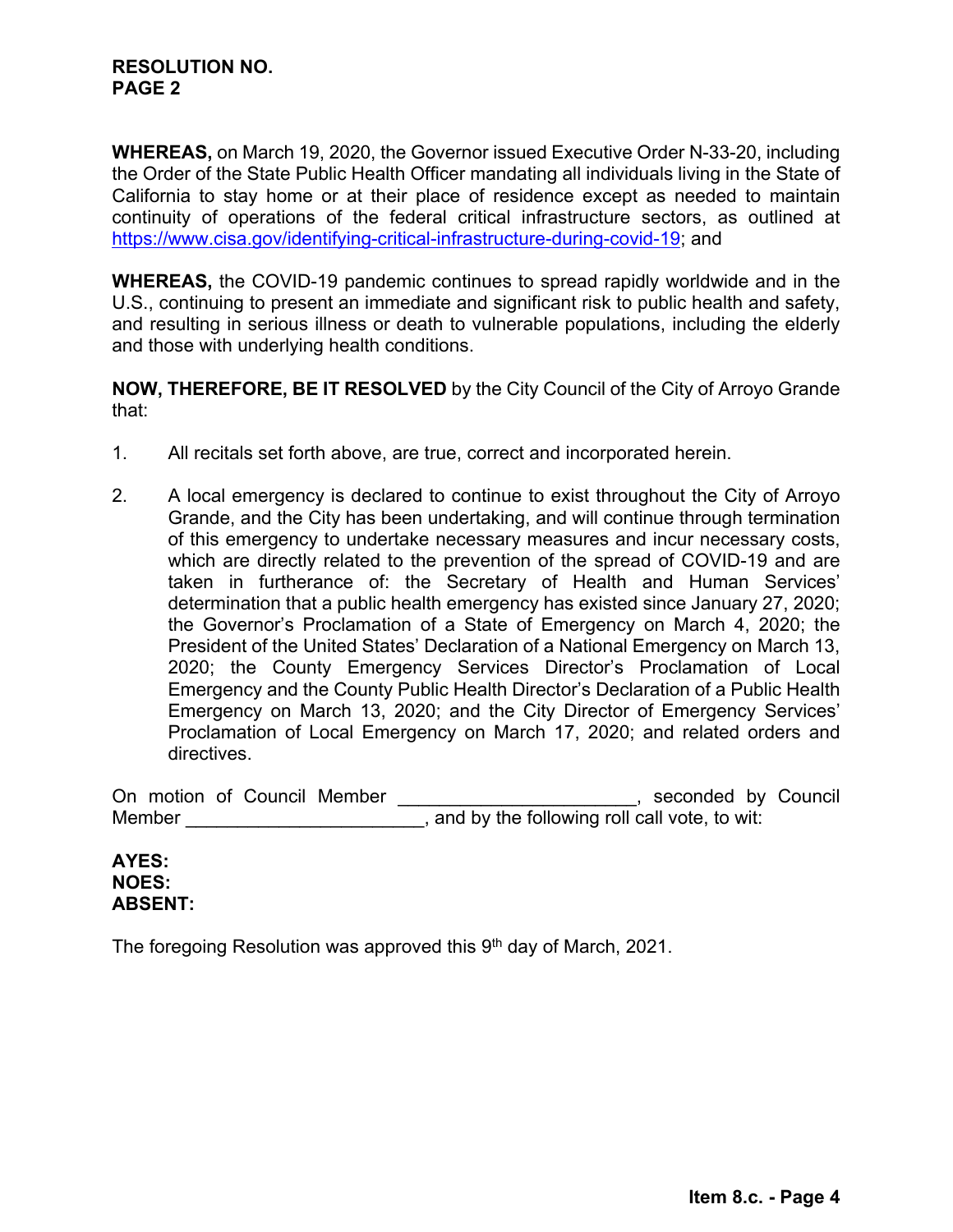**WHEREAS,** on March 19, 2020, the Governor issued Executive Order N-33-20, including the Order of the State Public Health Officer mandating all individuals living in the State of California to stay home or at their place of residence except as needed to maintain continuity of operations of the federal critical infrastructure sectors, as outlined at https://www.cisa.gov/identifying-critical-infrastructure-during-covid-19; and

**WHEREAS,** the COVID-19 pandemic continues to spread rapidly worldwide and in the U.S., continuing to present an immediate and significant risk to public health and safety, and resulting in serious illness or death to vulnerable populations, including the elderly and those with underlying health conditions.

**NOW, THEREFORE, BE IT RESOLVED** by the City Council of the City of Arroyo Grande that:

1. All recitals set forth above, are true, correct and incorporated herein.

2. A local emergency is declared to continue to exist throughout the City of Arroyo Grande, and the City has been undertaking, and will continue through termination of this emergency to undertake necessary measures and incur necessary costs, which are directly related to the prevention of the spread of COVID-19 and are taken in furtherance of: the Secretary of Health and Human Services' determination that a public health emergency has existed since January 27, 2020; the Governor's Proclamation of a State of Emergency on March 4, 2020; the President of the United States' Declaration of a National Emergency on March 13, 2020; the County Emergency Services Director's Proclamation of Local Emergency and the County Public Health Director's Declaration of a Public Health Emergency on March 13, 2020; and the City Director of Emergency Services' Proclamation of Local Emergency on March 17, 2020; and related orders and directives.

On motion of Council Member ______________________, seconded by Council Member ______________________, and by the following roll call vote, to wit:

**AYES:**
**NOES:**
**ABSENT:**

The foregoing Resolution was approved this 9th day of March, 2021.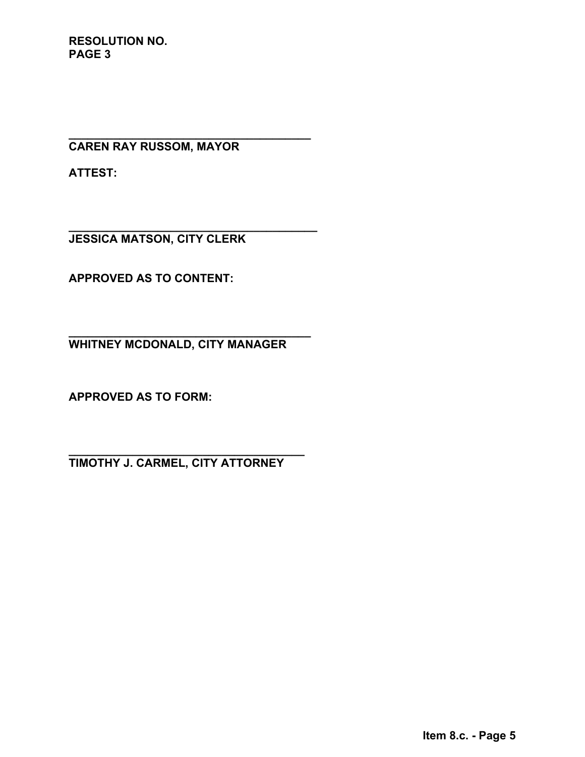**RESOLUTION NO.**
**PAGE 3**

\_\_\_\_\_\_\_\_\_\_\_\_\_\_\_\_\_\_\_\_\_\_\_\_\_\_\_\_\_\_\_\_\_\_\_\_
**CAREN RAY RUSSOM, MAYOR**

**ATTEST:**

\_\_\_\_\_\_\_\_\_\_\_\_\_\_\_\_\_\_\_\_\_\_\_\_\_\_\_\_\_\_\_\_\_\_\_\_
**JESSICA MATSON, CITY CLERK**

**APPROVED AS TO CONTENT:**

\_\_\_\_\_\_\_\_\_\_\_\_\_\_\_\_\_\_\_\_\_\_\_\_\_\_\_\_\_\_\_\_\_\_\_\_
**WHITNEY MCDONALD, CITY MANAGER**

**APPROVED AS TO FORM:**

\_\_\_\_\_\_\_\_\_\_\_\_\_\_\_\_\_\_\_\_\_\_\_\_\_\_\_\_\_\_\_\_\_\_\_\_
**TIMOTHY J. CARMEL, CITY ATTORNEY**